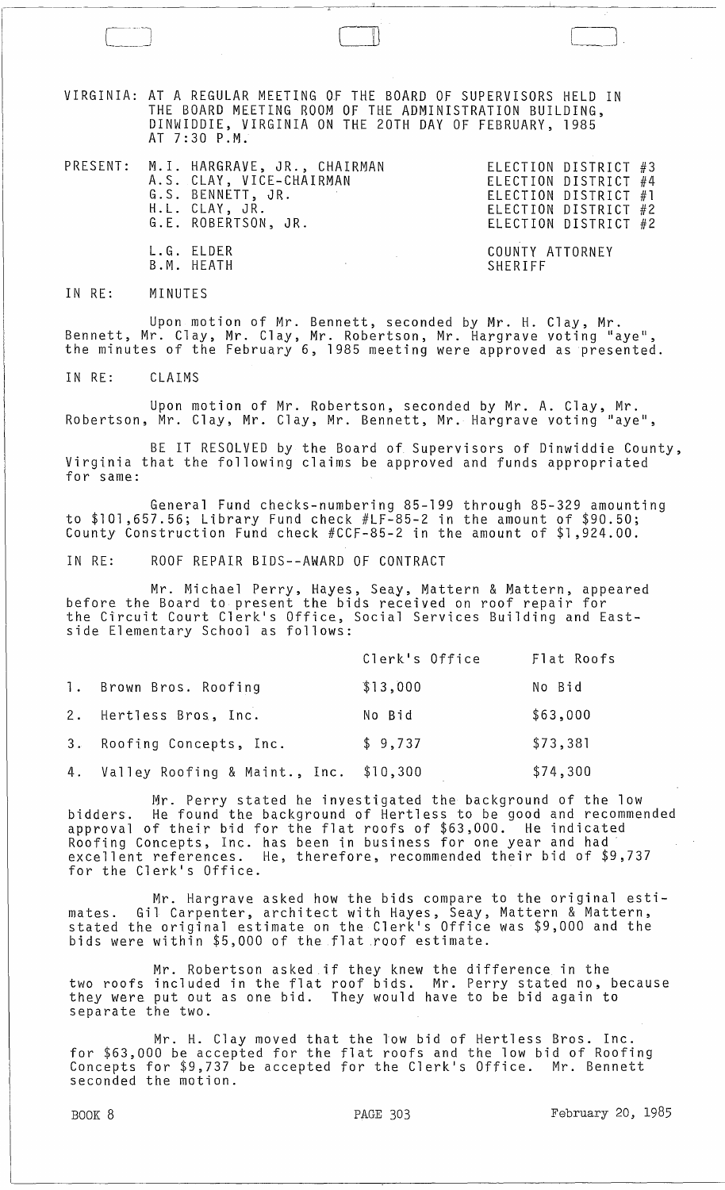VIRGINIA: AT A REGULAR MEETING OF THE BOARD OF SUPERVISORS HELD IN THE BOARD MEETING ROOM OF THE ADMINISTRATION BUILDING, DINWIDDIE, VIRGINIA ON THE 20TH DAY OF FEBRUARY, 1985 AT 7:30 P.M.

| PRESENT: | | |
|---|---|---|
| | M.I. HARGRAVE, JR., CHAIRMAN | ELECTION DISTRICT #3 |
| | A.S. CLAY, VICE-CHAIRMAN | ELECTION DISTRICT #4 |
| | G.S. BENNETT, JR. | ELECTION DISTRICT #1 |
| | H.L. CLAY, JR. | ELECTION DISTRICT #2 |
| | G.E. ROBERTSON, JR. | ELECTION DISTRICT #2 |
| | L.G. ELDER | COUNTY ATTORNEY |
| | B.M. HEATH | SHERIFF |

IN RE: MINUTES

Upon motion of Mr. Bennett, seconded by Mr. H. Clay, Mr. Bennett, Mr. Clay, Mr. Clay, Mr. Robertson, Mr. Hargrave voting "aye", the minutes of the February 6, 1985 meeting were approved as presented.

IN RE: CLAIMS

Upon motion of Mr. Robertson, seconded by Mr. A. Clay, Mr. Robertson, Mr. Clay, Mr. Clay, Mr. Bennett, Mr. Hargrave voting "aye",

BE IT RESOLVED by the Board of Supervisors of Dinwiddie County, Virginia that the following claims be approved and funds appropriated for same:

General Fund checks-numbering 85-199 through 85-329 amounting to $101,657.56; Library Fund check #LF-85-2 in the amount of $90.50; County Construction Fund check #CCF-85-2 in the amount of $1,924.00.

IN RE: ROOF REPAIR BIDS--AWARD OF CONTRACT

Mr. Michael Perry, Hayes, Seay, Mattern & Mattern, appeared before the Board to present the bids received on roof repair for the Circuit Court Clerk's Office, Social Services Building and Eastside Elementary School as follows:

| | Clerk's Office | Flat Roofs |
|---|---|---|
| 1. Brown Bros. Roofing | $13,000 | No Bid |
| 2. Hertless Bros, Inc. | No Bid | $63,000 |
| 3. Roofing Concepts, Inc. | $ 9,737 | $73,381 |
| 4. Valley Roofing & Maint., Inc. | $10,300 | $74,300 |

Mr. Perry stated he investigated the background of the low bidders. He found the background of Hertless to be good and recommended approval of their bid for the flat roofs of $63,000. He indicated Roofing Concepts, Inc. has been in business for one year and had excellent references. He, therefore, recommended their bid of $9,737 for the Clerk's Office.

Mr. Hargrave asked how the bids compare to the original estimates. Gil Carpenter, architect with Hayes, Seay, Mattern & Mattern, stated the original estimate on the Clerk's Office was $9,000 and the bids were within $5,000 of the flat roof estimate.

Mr. Robertson asked if they knew the difference in the two roofs included in the flat roof bids. Mr. Perry stated no, because they were put out as one bid. They would have to be bid again to separate the two.

Mr. H. Clay moved that the low bid of Hertless Bros. Inc. for $63,000 be accepted for the flat roofs and the low bid of Roofing Concepts for $9,737 be accepted for the Clerk's Office. Mr. Bennett seconded the motion.

BOOK 8 PAGE 303 February 20, 1985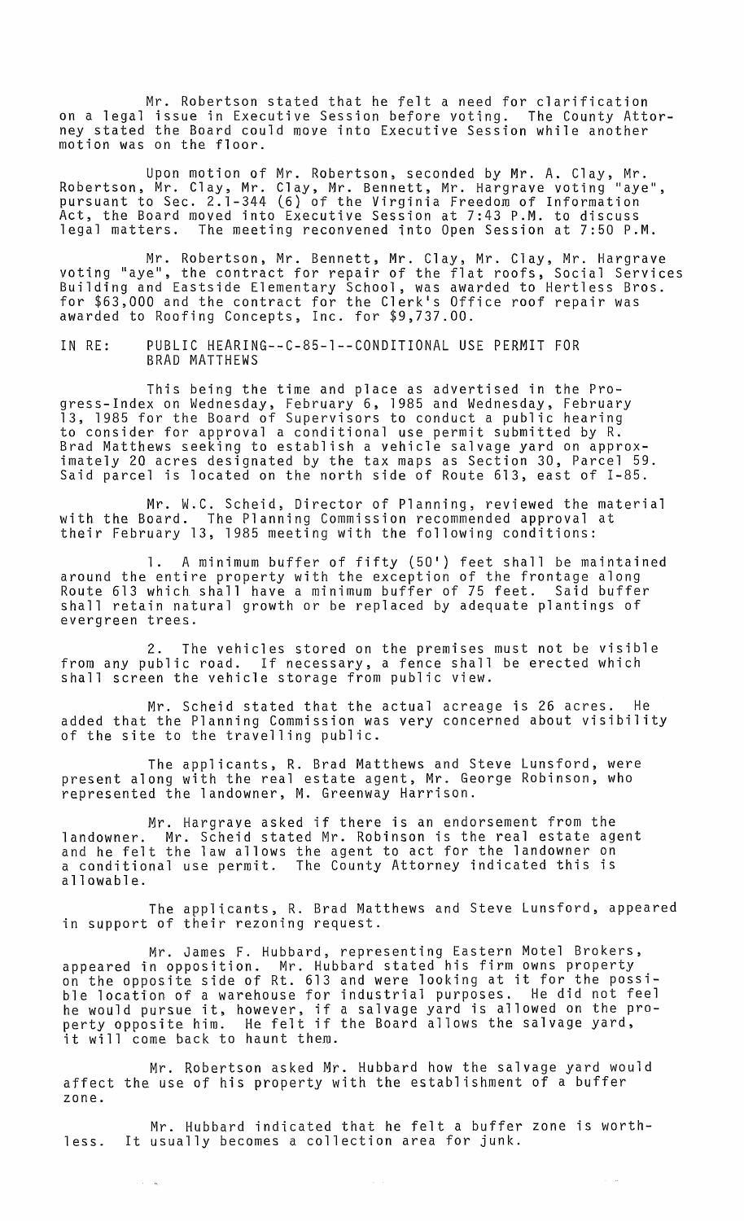Mr. Robertson stated that he felt a need for clarification on a legal issue in Executive Session before voting. The County Attorney stated the Board could move into Executive Session while another motion was on the floor.

Upon motion of Mr. Robertson, seconded by Mr. A. Clay, Mr. Robertson, Mr. Clay, Mr. Clay, Mr. Bennett, Mr. Hargrave voting "aye", pursuant to Sec. 2.1-344 (6) of the Virginia Freedom of Information Act, the Board moved into Executive Session at 7:43 P.M. to discuss legal matters. The meeting reconvened into Open Session at 7:50 P.M.

Mr. Robertson, Mr. Bennett, Mr. Clay, Mr. Clay, Mr. Hargrave voting "aye", the contract for repair of the flat roofs, Social Services Building and Eastside Elementary School, was awarded to Hertless Bros. for $63,000 and the contract for the Clerk's Office roof repair was awarded to Roofing Concepts, Inc. for $9,737.00.

IN RE: PUBLIC HEARING--C-85-1--CONDITIONAL USE PERMIT FOR BRAD MATTHEWS

This being the time and place as advertised in the Progress-Index on Wednesday, February 6, 1985 and Wednesday, February 13, 1985 for the Board of Supervisors to conduct a public hearing to consider for approval a conditional use permit submitted by R. Brad Matthews seeking to establish a vehicle salvage yard on approximately 20 acres designated by the tax maps as Section 30, Parcel 59. Said parcel is located on the north side of Route 613, east of I-85.

Mr. W.C. Scheid, Director of Planning, reviewed the material with the Board. The Planning Commission recommended approval at their February 13, 1985 meeting with the following conditions:

1. A minimum buffer of fifty (50') feet shall be maintained around the entire property with the exception of the frontage along Route 613 which shall have a minimum buffer of 75 feet. Said buffer shall retain natural growth or be replaced by adequate plantings of evergreen trees.

2. The vehicles stored on the premises must not be visible from any public road. If necessary, a fence shall be erected which shall screen the vehicle storage from public view.

Mr. Scheid stated that the actual acreage is 26 acres. He added that the Planning Commission was very concerned about visibility of the site to the travelling public.

The applicants, R. Brad Matthews and Steve Lunsford, were present along with the real estate agent, Mr. George Robinson, who represented the landowner, M. Greenway Harrison.

Mr. Hargrave asked if there is an endorsement from the landowner. Mr. Scheid stated Mr. Robinson is the real estate agent and he felt the law allows the agent to act for the landowner on a conditional use permit. The County Attorney indicated this is allowable.

The applicants, R. Brad Matthews and Steve Lunsford, appeared in support of their rezoning request.

Mr. James F. Hubbard, representing Eastern Motel Brokers, appeared in opposition. Mr. Hubbard stated his firm owns property on the opposite side of Rt. 613 and were looking at it for the possible location of a warehouse for industrial purposes. He did not feel he would pursue it, however, if a salvage yard is allowed on the property opposite him. He felt if the Board allows the salvage yard, it will come back to haunt them.

Mr. Robertson asked Mr. Hubbard how the salvage yard would affect the use of his property with the establishment of a buffer zone.

Mr. Hubbard indicated that he felt a buffer zone is worthless. It usually becomes a collection area for junk.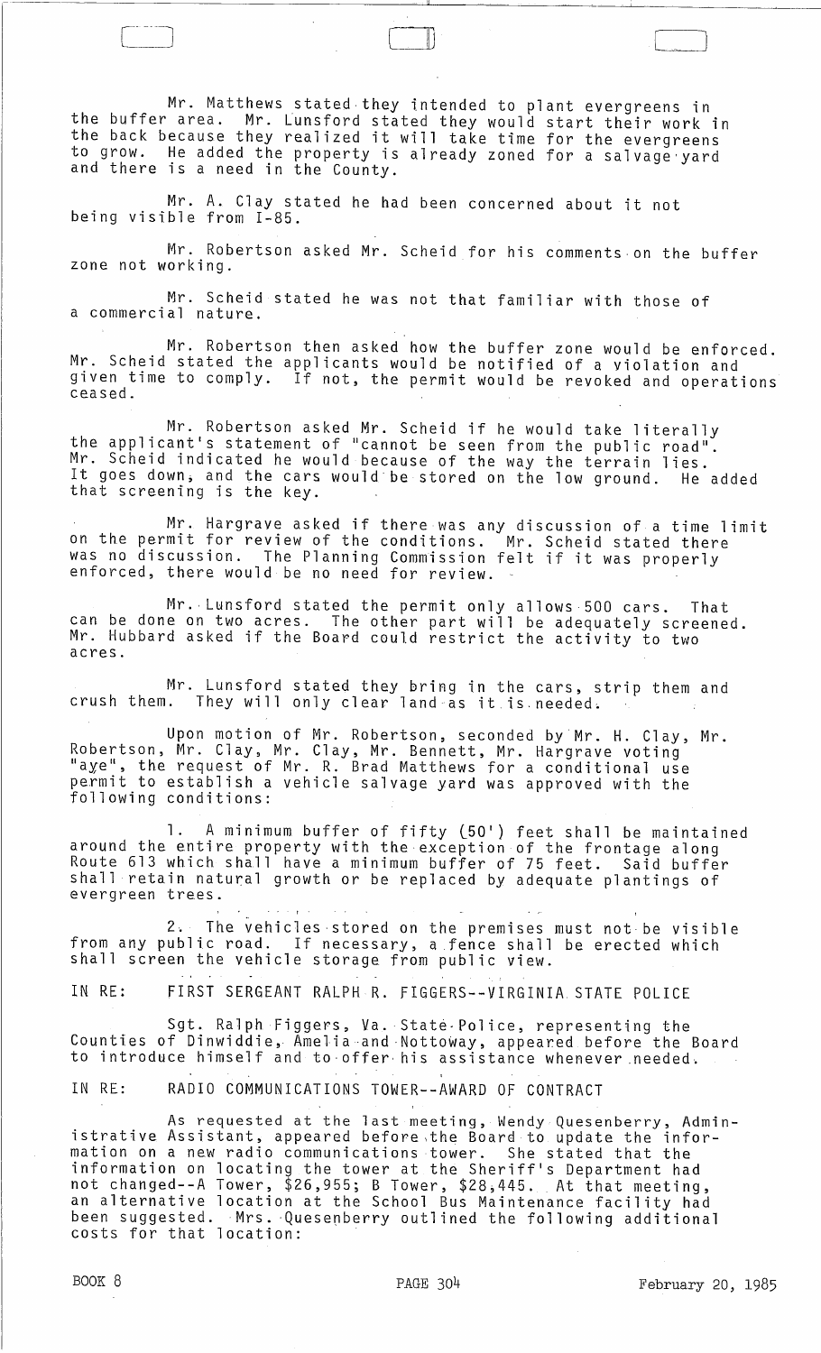Mr. Matthews stated they intended to plant evergreens in the buffer area. Mr. Lunsford stated they would start their work in the back because they realized it will take time for the evergreens to grow. He added the property is already zoned for a salvage yard and there is a need in the County.

Mr. A. Clay stated he had been concerned about it not being visible from I-85.

Mr. Robertson asked Mr. Scheid for his comments on the buffer zone not working.

Mr. Scheid stated he was not that familiar with those of a commercial nature.

Mr. Robertson then asked how the buffer zone would be enforced. Mr. Scheid stated the applicants would be notified of a violation and given time to comply. If not, the permit would be revoked and operations ceased.

Mr. Robertson asked Mr. Scheid if he would take literally the applicant's statement of "cannot be seen from the public road". Mr. Scheid indicated he would because of the way the terrain lies. It goes down, and the cars would be stored on the low ground. He added that screening is the key.

Mr. Hargrave asked if there was any discussion of a time limit on the permit for review of the conditions. Mr. Scheid stated there was no discussion. The Planning Commission felt if it was properly enforced, there would be no need for review.

Mr. Lunsford stated the permit only allows 500 cars. That can be done on two acres. The other part will be adequately screened. Mr. Hubbard asked if the Board could restrict the activity to two acres.

Mr. Lunsford stated they bring in the cars, strip them and crush them. They will only clear land as it is needed.

Upon motion of Mr. Robertson, seconded by Mr. H. Clay, Mr. Robertson, Mr. Clay, Mr. Clay, Mr. Bennett, Mr. Hargrave voting "aye", the request of Mr. R. Brad Matthews for a conditional use permit to establish a vehicle salvage yard was approved with the following conditions:

1. A minimum buffer of fifty (50') feet shall be maintained around the entire property with the exception of the frontage along Route 613 which shall have a minimum buffer of 75 feet. Said buffer shall retain natural growth or be replaced by adequate plantings of evergreen trees.

2. The vehicles stored on the premises must not be visible from any public road. If necessary, a fence shall be erected which shall screen the vehicle storage from public view.

IN RE: FIRST SERGEANT RALPH R. FIGGERS--VIRGINIA STATE POLICE

Sgt. Ralph Figgers, Va. State Police, representing the Counties of Dinwiddie, Amelia and Nottoway, appeared before the Board to introduce himself and to offer his assistance whenever needed.

IN RE: RADIO COMMUNICATIONS TOWER--AWARD OF CONTRACT

As requested at the last meeting, Wendy Quesenberry, Administrative Assistant, appeared before the Board to update the information on a new radio communications tower. She stated that the information on locating the tower at the Sheriff's Department had not changed--A Tower, $26,955; B Tower, $28,445. At that meeting, an alternative location at the School Bus Maintenance facility had been suggested. Mrs. Quesenberry outlined the following additional costs for that location:

BOOK 8 PAGE 304 February 20, 1985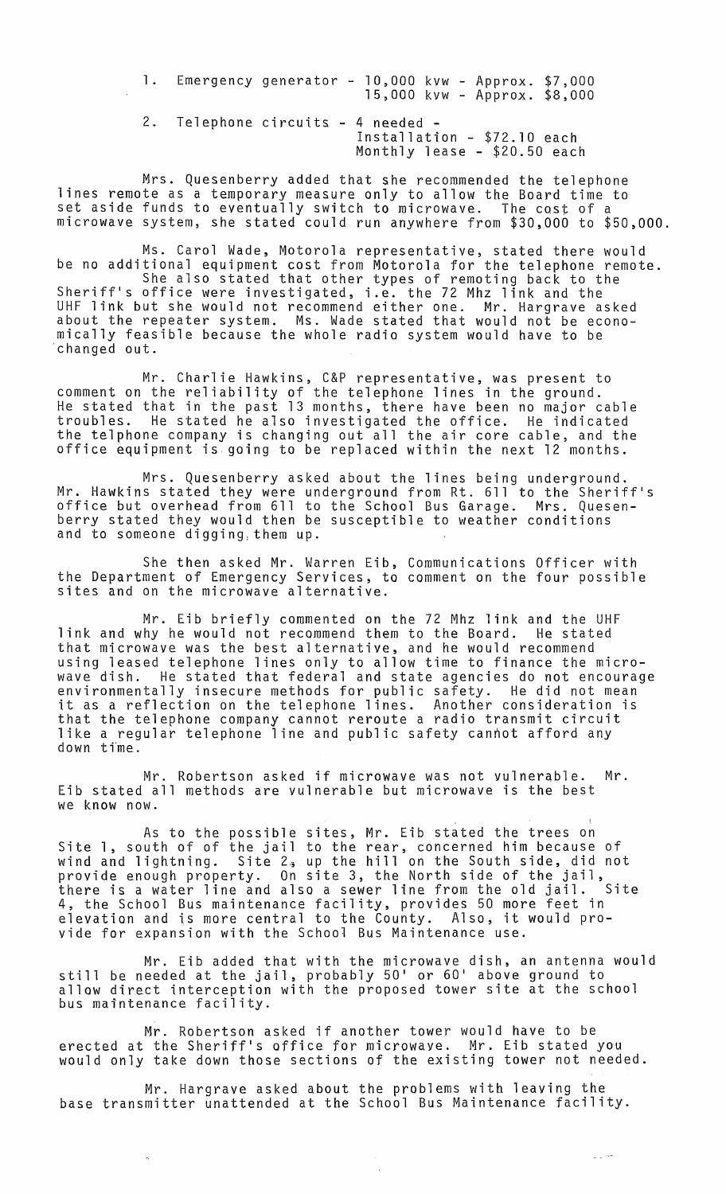1. Emergency generator - 10,000 kvw - Approx. $7,000
   15,000 kvw - Approx. $8,000

2. Telephone circuits - 4 needed -
   Installation - $72.10 each
   Monthly lease - $20.50 each

Mrs. Quesenberry added that she recommended the telephone lines remote as a temporary measure only to allow the Board time to set aside funds to eventually switch to microwave. The cost of a microwave system, she stated could run anywhere from $30,000 to $50,000.

Ms. Carol Wade, Motorola representative, stated there would be no additional equipment cost from Motorola for the telephone remote. She also stated that other types of remoting back to the Sheriff's office were investigated, i.e. the 72 Mhz link and the UHF link but she would not recommend either one. Mr. Hargrave asked about the repeater system. Ms. Wade stated that would not be economically feasible because the whole radio system would have to be changed out.

Mr. Charlie Hawkins, C&P representative, was present to comment on the reliability of the telephone lines in the ground. He stated that in the past 13 months, there have been no major cable troubles. He stated he also investigated the office. He indicated the telphone company is changing out all the air core cable, and the office equipment is going to be replaced within the next 12 months.

Mrs. Quesenberry asked about the lines being underground. Mr. Hawkins stated they were underground from Rt. 611 to the Sheriff's office but overhead from 611 to the School Bus Garage. Mrs. Quesenberry stated they would then be susceptible to weather conditions and to someone digging them up.

She then asked Mr. Warren Eib, Communications Officer with the Department of Emergency Services, to comment on the four possible sites and on the microwave alternative.

Mr. Eib briefly commented on the 72 Mhz link and the UHF link and why he would not recommend them to the Board. He stated that microwave was the best alternative, and he would recommend using leased telephone lines only to allow time to finance the microwave dish. He stated that federal and state agencies do not encourage environmentally insecure methods for public safety. He did not mean it as a reflection on the telephone lines. Another consideration is that the telephone company cannot reroute a radio transmit circuit like a regular telephone line and public safety cannot afford any down time.

Mr. Robertson asked if microwave was not vulnerable. Mr. Eib stated all methods are vulnerable but microwave is the best we know now.

As to the possible sites, Mr. Eib stated the trees on Site 1, south of of the jail to the rear, concerned him because of wind and lightning. Site 2, up the hill on the South side, did not provide enough property. On site 3, the North side of the jail, there is a water line and also a sewer line from the old jail. Site 4, the School Bus maintenance facility, provides 50 more feet in elevation and is more central to the County. Also, it would provide for expansion with the School Bus Maintenance use.

Mr. Eib added that with the microwave dish, an antenna would still be needed at the jail, probably 50' or 60' above ground to allow direct interception with the proposed tower site at the school bus maintenance facility.

Mr. Robertson asked if another tower would have to be erected at the Sheriff's office for microwave. Mr. Eib stated you would only take down those sections of the existing tower not needed.

Mr. Hargrave asked about the problems with leaving the base transmitter unattended at the School Bus Maintenance facility.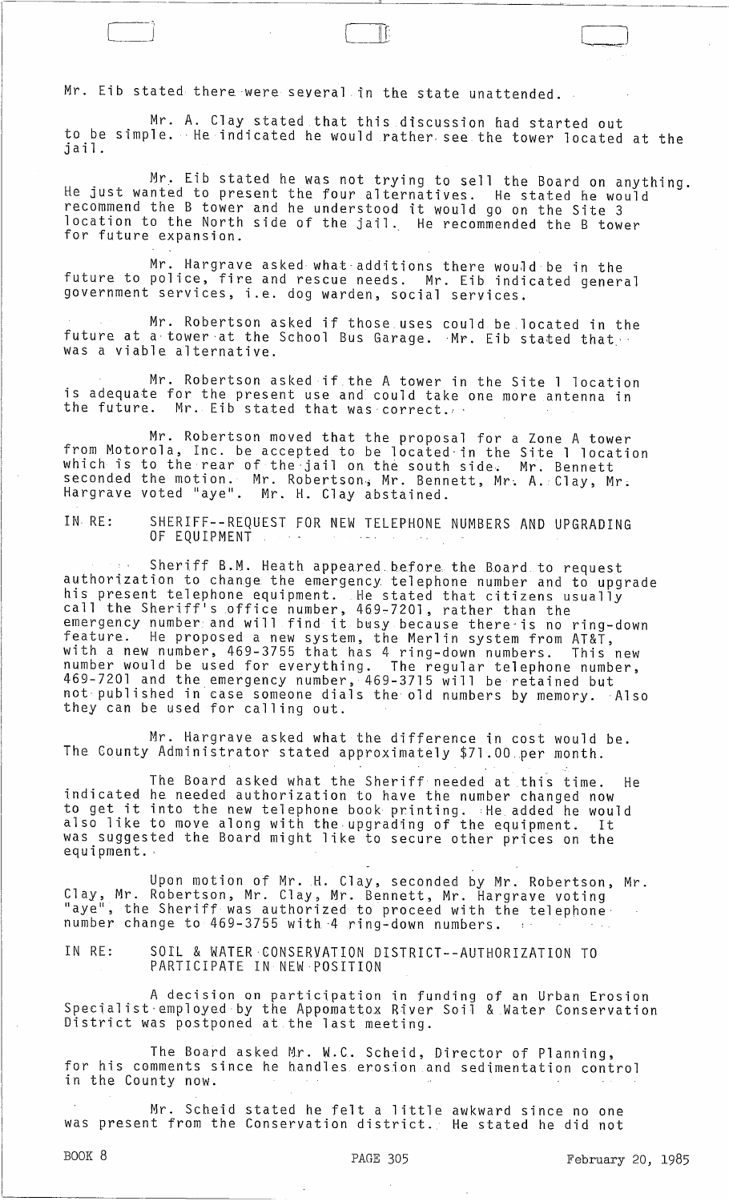Mr. Eib stated there were several in the state unattended.

Mr. A. Clay stated that this discussion had started out to be simple. He indicated he would rather see the tower located at the jail.

Mr. Eib stated he was not trying to sell the Board on anything. He just wanted to present the four alternatives. He stated he would recommend the B tower and he understood it would go on the Site 3 location to the North side of the jail. He recommended the B tower for future expansion.

Mr. Hargrave asked what additions there would be in the future to police, fire and rescue needs. Mr. Eib indicated general government services, i.e. dog warden, social services.

Mr. Robertson asked if those uses could be located in the future at a tower at the School Bus Garage. Mr. Eib stated that was a viable alternative.

Mr. Robertson asked if the A tower in the Site 1 location is adequate for the present use and could take one more antenna in the future. Mr. Eib stated that was correct.

Mr. Robertson moved that the proposal for a Zone A tower from Motorola, Inc. be accepted to be located in the Site 1 location which is to the rear of the jail on the south side. Mr. Bennett seconded the motion. Mr. Robertson, Mr. Bennett, Mr. A. Clay, Mr. Hargrave voted "aye". Mr. H. Clay abstained.

IN RE: SHERIFF--REQUEST FOR NEW TELEPHONE NUMBERS AND UPGRADING OF EQUIPMENT

Sheriff B.M. Heath appeared before the Board to request authorization to change the emergency telephone number and to upgrade his present telephone equipment. He stated that citizens usually call the Sheriff's office number, 469-7201, rather than the emergency number and will find it busy because there is no ring-down feature. He proposed a new system, the Merlin system from AT&T, with a new number, 469-3755 that has 4 ring-down numbers. This new number would be used for everything. The regular telephone number, 469-7201 and the emergency number, 469-3715 will be retained but not published in case someone dials the old numbers by memory. Also they can be used for calling out.

Mr. Hargrave asked what the difference in cost would be. The County Administrator stated approximately $71.00 per month.

The Board asked what the Sheriff needed at this time. He indicated he needed authorization to have the number changed now to get it into the new telephone book printing. He added he would also like to move along with the upgrading of the equipment. It was suggested the Board might like to secure other prices on the equipment.

Upon motion of Mr. H. Clay, seconded by Mr. Robertson, Mr. Clay, Mr. Robertson, Mr. Clay, Mr. Bennett, Mr. Hargrave voting "aye", the Sheriff was authorized to proceed with the telephone number change to 469-3755 with 4 ring-down numbers.

IN RE: SOIL & WATER CONSERVATION DISTRICT--AUTHORIZATION TO PARTICIPATE IN NEW POSITION

A decision on participation in funding of an Urban Erosion Specialist employed by the Appomattox River Soil & Water Conservation District was postponed at the last meeting.

The Board asked Mr. W.C. Scheid, Director of Planning, for his comments since he handles erosion and sedimentation control in the County now.

Mr. Scheid stated he felt a little awkward since no one was present from the Conservation district. He stated he did not

BOOK 8 PAGE 305 February 20, 1985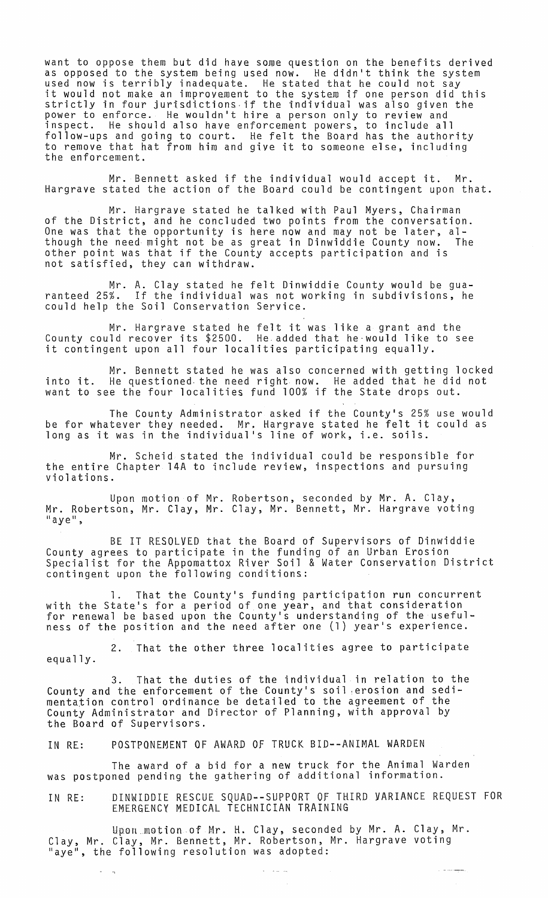want to oppose them but did have some question on the benefits derived as opposed to the system being used now. He didn't think the system used now is terribly inadequate. He stated that he could not say it would not make an improvement to the system if one person did this strictly in four jurisdictions if the individual was also given the power to enforce. He wouldn't hire a person only to review and inspect. He should also have enforcement powers, to include all follow-ups and going to court. He felt the Board has the authority to remove that hat from him and give it to someone else, including the enforcement.

Mr. Bennett asked if the individual would accept it. Mr. Hargrave stated the action of the Board could be contingent upon that.

Mr. Hargrave stated he talked with Paul Myers, Chairman of the District, and he concluded two points from the conversation. One was that the opportunity is here now and may not be later, although the need might not be as great in Dinwiddie County now. The other point was that if the County accepts participation and is not satisfied, they can withdraw.

Mr. A. Clay stated he felt Dinwiddie County would be guaranteed 25%. If the individual was not working in subdivisions, he could help the Soil Conservation Service.

Mr. Hargrave stated he felt it was like a grant and the County could recover its $2500. He added that he would like to see it contingent upon all four localities participating equally.

Mr. Bennett stated he was also concerned with getting locked into it. He questioned the need right now. He added that he did not want to see the four localities fund 100% if the State drops out.

The County Administrator asked if the County's 25% use would be for whatever they needed. Mr. Hargrave stated he felt it could as long as it was in the individual's line of work, i.e. soils.

Mr. Scheid stated the individual could be responsible for the entire Chapter 14A to include review, inspections and pursuing violations.

Upon motion of Mr. Robertson, seconded by Mr. A. Clay, Mr. Robertson, Mr. Clay, Mr. Clay, Mr. Bennett, Mr. Hargrave voting "aye",

BE IT RESOLVED that the Board of Supervisors of Dinwiddie County agrees to participate in the funding of an Urban Erosion Specialist for the Appomattox River Soil & Water Conservation District contingent upon the following conditions:

1. That the County's funding participation run concurrent with the State's for a period of one year, and that consideration for renewal be based upon the County's understanding of the usefulness of the position and the need after one (1) year's experience.

2. That the other three localities agree to participate equally.

3. That the duties of the individual in relation to the County and the enforcement of the County's soil erosion and sedimentation control ordinance be detailed to the agreement of the County Administrator and Director of Planning, with approval by the Board of Supervisors.

IN RE: POSTPONEMENT OF AWARD OF TRUCK BID--ANIMAL WARDEN

The award of a bid for a new truck for the Animal Warden was postponed pending the gathering of additional information.

IN RE: DINWIDDIE RESCUE SQUAD--SUPPORT OF THIRD VARIANCE REQUEST FOR EMERGENCY MEDICAL TECHNICIAN TRAINING

Upon motion of Mr. H. Clay, seconded by Mr. A. Clay, Mr. Clay, Mr. Clay, Mr. Bennett, Mr. Robertson, Mr. Hargrave voting "aye", the following resolution was adopted: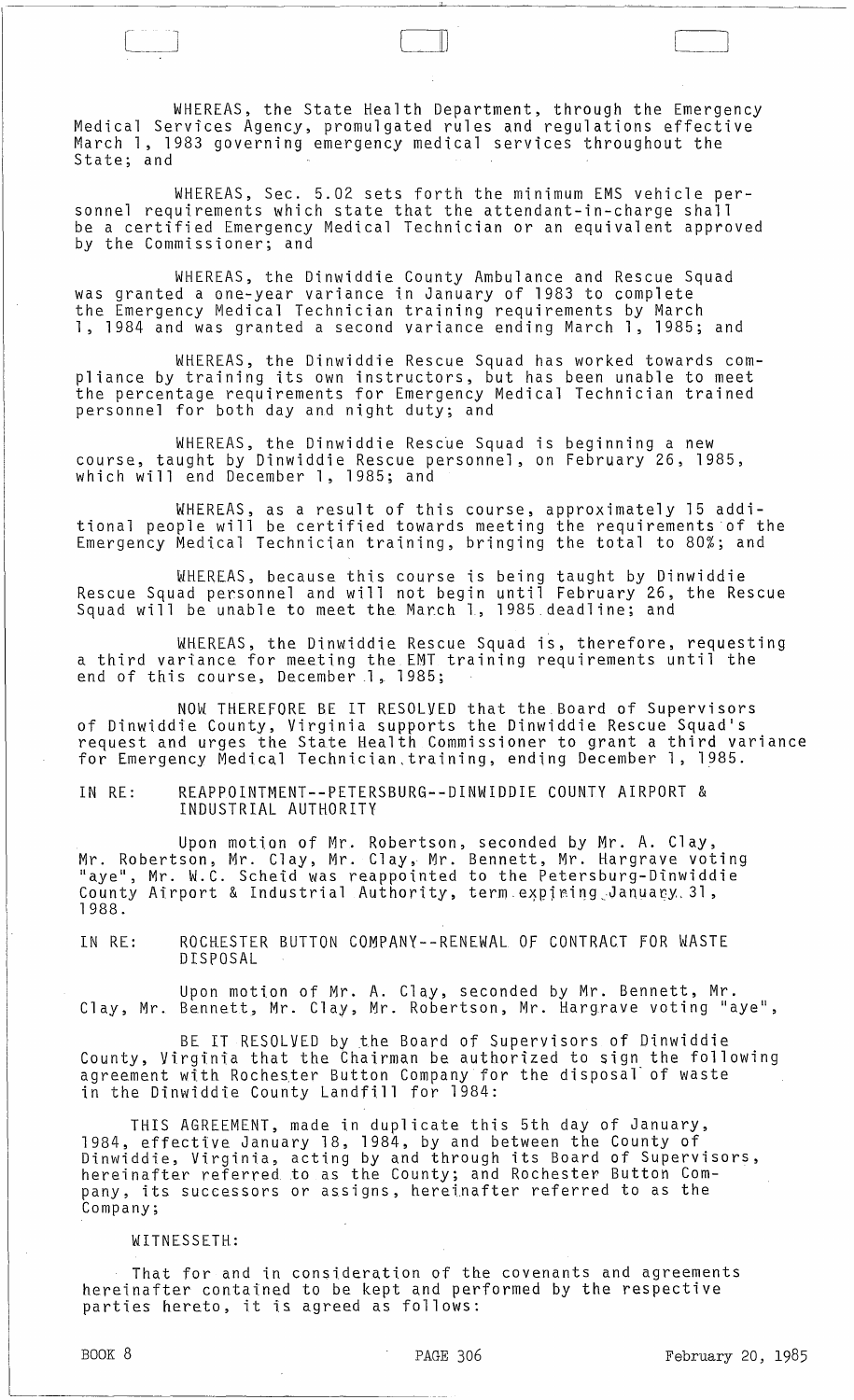WHEREAS, the State Health Department, through the Emergency Medical Services Agency, promulgated rules and regulations effective March 1, 1983 governing emergency medical services throughout the State; and

WHEREAS, Sec. 5.02 sets forth the minimum EMS vehicle personnel requirements which state that the attendant-in-charge shall be a certified Emergency Medical Technician or an equivalent approved by the Commissioner; and

WHEREAS, the Dinwiddie County Ambulance and Rescue Squad was granted a one-year variance in January of 1983 to complete the Emergency Medical Technician training requirements by March 1, 1984 and was granted a second variance ending March 1, 1985; and

WHEREAS, the Dinwiddie Rescue Squad has worked towards compliance by training its own instructors, but has been unable to meet the percentage requirements for Emergency Medical Technician trained personnel for both day and night duty; and

WHEREAS, the Dinwiddie Rescue Squad is beginning a new course, taught by Dinwiddie Rescue personnel, on February 26, 1985, which will end December 1, 1985; and

WHEREAS, as a result of this course, approximately 15 additional people will be certified towards meeting the requirements of the Emergency Medical Technician training, bringing the total to 80%; and

WHEREAS, because this course is being taught by Dinwiddie Rescue Squad personnel and will not begin until February 26, the Rescue Squad will be unable to meet the March 1, 1985 deadline; and

WHEREAS, the Dinwiddie Rescue Squad is, therefore, requesting a third variance for meeting the EMT training requirements until the end of this course, December 1, 1985;

NOW THEREFORE BE IT RESOLVED that the Board of Supervisors of Dinwiddie County, Virginia supports the Dinwiddie Rescue Squad's request and urges the State Health Commissioner to grant a third variance for Emergency Medical Technician training, ending December 1, 1985.

IN RE: REAPPOINTMENT--PETERSBURG--DINWIDDIE COUNTY AIRPORT & INDUSTRIAL AUTHORITY

Upon motion of Mr. Robertson, seconded by Mr. A. Clay, Mr. Robertson, Mr. Clay, Mr. Clay, Mr. Bennett, Mr. Hargrave voting "aye", Mr. W.C. Scheid was reappointed to the Petersburg-Dinwiddie County Airport & Industrial Authority, term expiring January 31, 1988.

IN RE: ROCHESTER BUTTON COMPANY--RENEWAL OF CONTRACT FOR WASTE DISPOSAL

Upon motion of Mr. A. Clay, seconded by Mr. Bennett, Mr. Clay, Mr. Bennett, Mr. Clay, Mr. Robertson, Mr. Hargrave voting "aye",

BE IT RESOLVED by the Board of Supervisors of Dinwiddie County, Virginia that the Chairman be authorized to sign the following agreement with Rochester Button Company for the disposal of waste in the Dinwiddie County Landfill for 1984:

THIS AGREEMENT, made in duplicate this 5th day of January, 1984, effective January 18, 1984, by and between the County of Dinwiddie, Virginia, acting by and through its Board of Supervisors, hereinafter referred to as the County; and Rochester Button Company, its successors or assigns, hereinafter referred to as the Company;

WITNESSETH:

That for and in consideration of the covenants and agreements hereinafter contained to be kept and performed by the respective parties hereto, it is agreed as follows: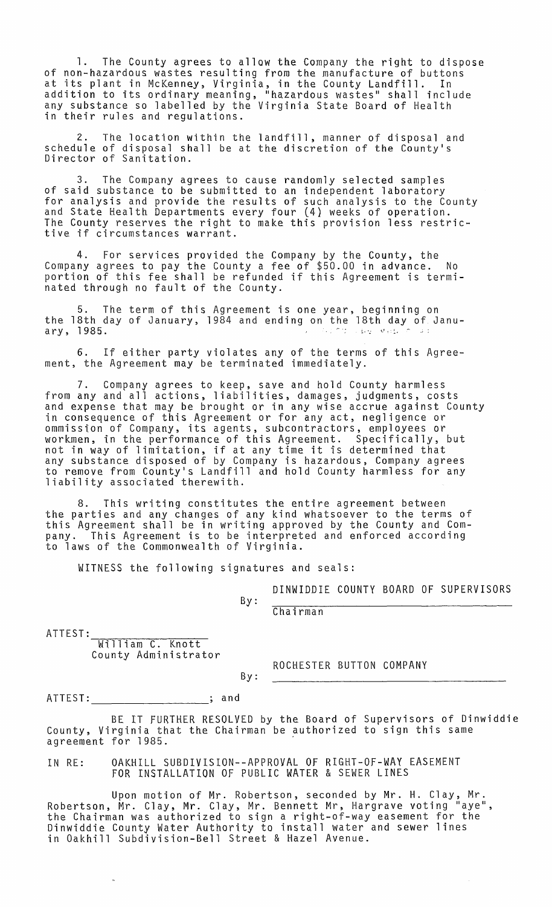1. The County agrees to allow the Company the right to dispose of non-hazardous wastes resulting from the manufacture of buttons at its plant in McKenney, Virginia, in the County Landfill. In addition to its ordinary meaning, "hazardous wastes" shall include any substance so labelled by the Virginia State Board of Health in their rules and regulations.

2. The location within the landfill, manner of disposal and schedule of disposal shall be at the discretion of the County's Director of Sanitation.

3. The Company agrees to cause randomly selected samples of said substance to be submitted to an independent laboratory for analysis and provide the results of such analysis to the County and State Health Departments every four (4) weeks of operation. The County reserves the right to make this provision less restrictive if circumstances warrant.

4. For services provided the Company by the County, the Company agrees to pay the County a fee of $50.00 in advance. No portion of this fee shall be refunded if this Agreement is terminated through no fault of the County.

5. The term of this Agreement is one year, beginning on the 18th day of January, 1984 and ending on the 18th day of January, 1985.

6. If either party violates any of the terms of this Agreement, the Agreement may be terminated immediately.

7. Company agrees to keep, save and hold County harmless from any and all actions, liabilities, damages, judgments, costs and expense that may be brought or in any wise accrue against County in consequence of this Agreement or for any act, negligence or ommission of Company, its agents, subcontractors, employees or workmen, in the performance of this Agreement. Specifically, but not in way of limitation, if at any time it is determined that any substance disposed of by Company is hazardous, Company agrees to remove from County's Landfill and hold County harmless for any liability associated therewith.

8. This writing constitutes the entire agreement between the parties and any changes of any kind whatsoever to the terms of this Agreement shall be in writing approved by the County and Company. This Agreement is to be interpreted and enforced according to laws of the Commonwealth of Virginia.

WITNESS the following signatures and seals:

DINWIDDIE COUNTY BOARD OF SUPERVISORS

By: ______________________________
Chairman

ATTEST: ____________________
William C. Knott
County Administrator

ROCHESTER BUTTON COMPANY

By: ______________________________

ATTEST: ____________________; and

BE IT FURTHER RESOLVED by the Board of Supervisors of Dinwiddie County, Virginia that the Chairman be authorized to sign this same agreement for 1985.

IN RE: OAKHILL SUBDIVISION--APPROVAL OF RIGHT-OF-WAY EASEMENT FOR INSTALLATION OF PUBLIC WATER & SEWER LINES

Upon motion of Mr. Robertson, seconded by Mr. H. Clay, Mr. Robertson, Mr. Clay, Mr. Clay, Mr. Bennett Mr, Hargrave voting "aye", the Chairman was authorized to sign a right-of-way easement for the Dinwiddie County Water Authority to install water and sewer lines in Oakhill Subdivision-Bell Street & Hazel Avenue.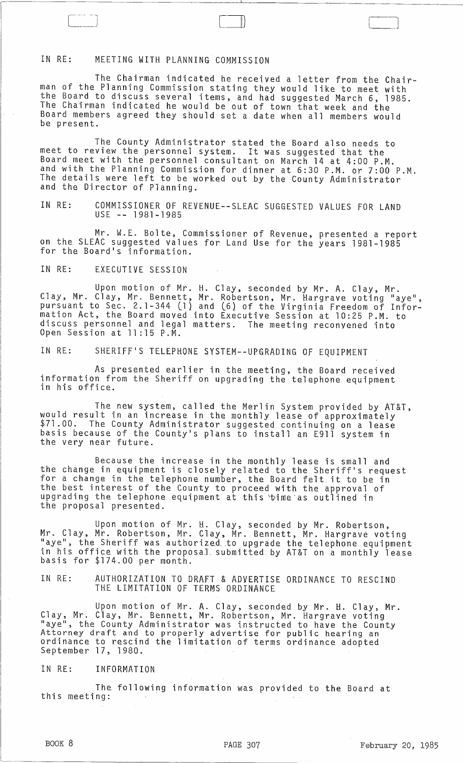IN RE: MEETING WITH PLANNING COMMISSION

The Chairman indicated he received a letter from the Chairman of the Planning Commission stating they would like to meet with the Board to discuss several items, and had suggested March 6, 1985. The Chairman indicated he would be out of town that week and the Board members agreed they should set a date when all members would be present.

The County Administrator stated the Board also needs to meet to review the personnel system. It was suggested that the Board meet with the personnel consultant on March 14 at 4:00 P.M. and with the Planning Commission for dinner at 6:30 P.M. or 7:00 P.M. The details were left to be worked out by the County Administrator and the Director of Planning.

IN RE: COMMISSIONER OF REVENUE--SLEAC SUGGESTED VALUES FOR LAND USE -- 1981-1985

Mr. W.E. Bolte, Commissioner of Revenue, presented a report on the SLEAC suggested values for Land Use for the years 1981-1985 for the Board's information.

IN RE: EXECUTIVE SESSION

Upon motion of Mr. H. Clay, seconded by Mr. A. Clay, Mr. Clay, Mr. Clay, Mr. Bennett, Mr. Robertson, Mr. Hargrave voting "aye", pursuant to Sec. 2.1-344 (1) and (6) of the Virginia Freedom of Information Act, the Board moved into Executive Session at 10:25 P.M. to discuss personnel and legal matters. The meeting reconvened into Open Session at 11:15 P.M.

IN RE: SHERIFF'S TELEPHONE SYSTEM--UPGRADING OF EQUIPMENT

As presented earlier in the meeting, the Board received information from the Sheriff on upgrading the telephone equipment in his office.

The new system, called the Merlin System provided by AT&T, would result in an increase in the monthly lease of approximately $71.00. The County Administrator suggested continuing on a lease basis because of the County's plans to install an E911 system in the very near future.

Because the increase in the monthly lease is small and the change in equipment is closely related to the Sheriff's request for a change in the telephone number, the Board felt it to be in the best interest of the County to proceed with the approval of upgrading the telephone equipment at this time as outlined in the proposal presented.

Upon motion of Mr. H. Clay, seconded by Mr. Robertson, Mr. Clay, Mr. Robertson, Mr. Clay, Mr. Bennett, Mr. Hargrave voting "aye", the Sheriff was authorized to upgrade the telephone equipment in his office with the proposal submitted by AT&T on a monthly lease basis for $174.00 per month.

IN RE: AUTHORIZATION TO DRAFT & ADVERTISE ORDINANCE TO RESCIND THE LIMITATION OF TERMS ORDINANCE

Upon motion of Mr. A. Clay, seconded by Mr. H. Clay, Mr. Clay, Mr. Clay, Mr. Bennett, Mr. Robertson, Mr. Hargrave voting "aye", the County Administrator was instructed to have the County Attorney draft and to properly advertise for public hearing an ordinance to rescind the limitation of terms ordinance adopted September 17, 1980.

IN RE: INFORMATION

The following information was provided to the Board at this meeting: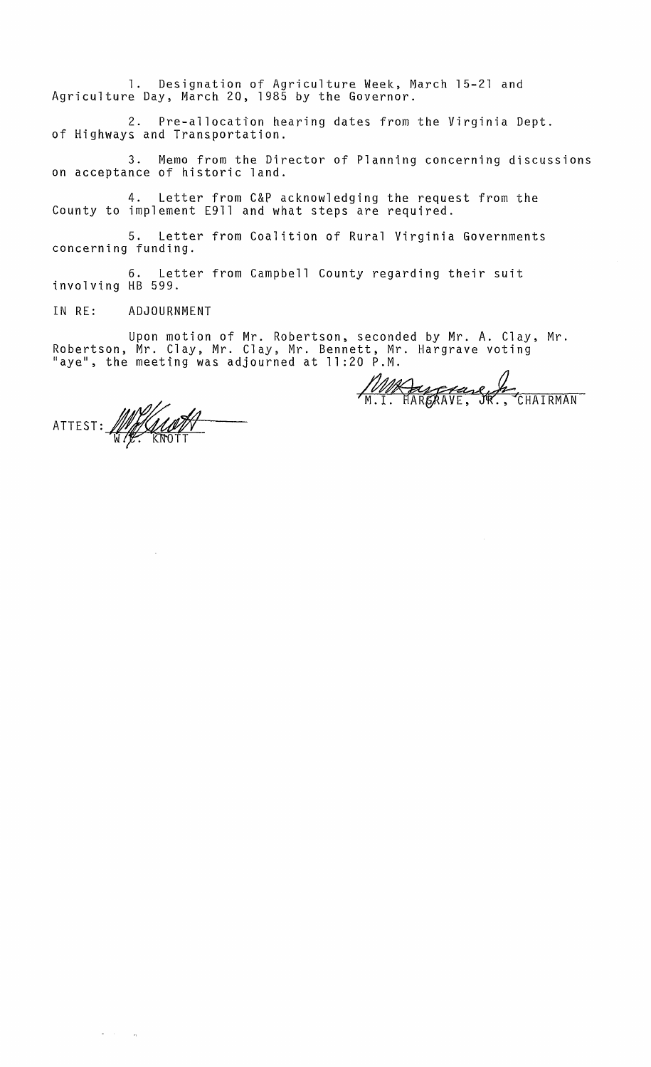1. Designation of Agriculture Week, March 15-21 and Agriculture Day, March 20, 1985 by the Governor.

2. Pre-allocation hearing dates from the Virginia Dept. of Highways and Transportation.

3. Memo from the Director of Planning concerning discussions on acceptance of historic land.

4. Letter from C&P acknowledging the request from the County to implement E911 and what steps are required.

5. Letter from Coalition of Rural Virginia Governments concerning funding.

6. Letter from Campbell County regarding their suit involving HB 599.

IN RE: ADJOURNMENT

Upon motion of Mr. Robertson, seconded by Mr. A. Clay, Mr. Robertson, Mr. Clay, Mr. Clay, Mr. Bennett, Mr. Hargrave voting "aye", the meeting was adjourned at 11:20 P.M.

M.I. HARGRAVE, JR., CHAIRMAN

ATTEST: W.E. KNOTT